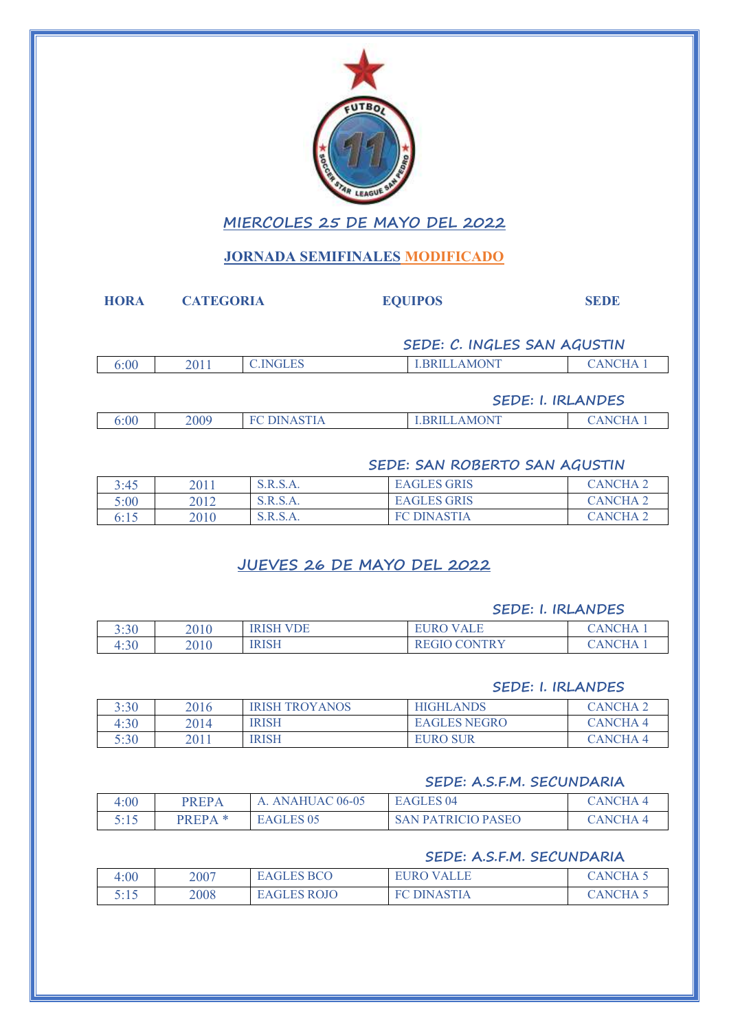## MIERCOLES 25 DE MAYO DEL 2022

### JORNADA SEMIFINALES MODIFICADO

| HORA | CATEGORIA | EQUIPOS | | SEDE |
|---|---|---|---|---|

**SEDE: C. INGLES SAN AGUSTIN**

| | | | | |
|---|---|---|---|---|
| 6:00 | 2011 | C.INGLES | I.BRILLAMONT | CANCHA 1 |

**SEDE: I. IRLANDES**

| | | | | |
|---|---|---|---|---|
| 6:00 | 2009 | FC DINASTIA | I.BRILLAMONT | CANCHA 1 |

**SEDE: SAN ROBERTO SAN AGUSTIN**

| | | | | |
|---|---|---|---|---|
| 3:45 | 2011 | S.R.S.A. | EAGLES GRIS | CANCHA 2 |
| 5:00 | 2012 | S.R.S.A. | EAGLES GRIS | CANCHA 2 |
| 6:15 | 2010 | S.R.S.A. | FC DINASTIA | CANCHA 2 |

## JUEVES 26 DE MAYO DEL 2022

**SEDE: I. IRLANDES**

| | | | | |
|---|---|---|---|---|
| 3:30 | 2010 | IRISH VDE | EURO VALE | CANCHA 1 |
| 4:30 | 2010 | IRISH | REGIO CONTRY | CANCHA 1 |

**SEDE: I. IRLANDES**

| | | | | |
|---|---|---|---|---|
| 3:30 | 2016 | IRISH TROYANOS | HIGHLANDS | CANCHA 2 |
| 4:30 | 2014 | IRISH | EAGLES NEGRO | CANCHA 4 |
| 5:30 | 2011 | IRISH | EURO SUR | CANCHA 4 |

**SEDE: A.S.F.M. SECUNDARIA**

| | | | | |
|---|---|---|---|---|
| 4:00 | PREPA | A. ANAHUAC 06-05 | EAGLES 04 | CANCHA 4 |
| 5:15 | PREPA * | EAGLES 05 | SAN PATRICIO PASEO | CANCHA 4 |

**SEDE: A.S.F.M. SECUNDARIA**

| | | | | |
|---|---|---|---|---|
| 4:00 | 2007 | EAGLES BCO | EURO VALLE | CANCHA 5 |
| 5:15 | 2008 | EAGLES ROJO | FC DINASTIA | CANCHA 5 |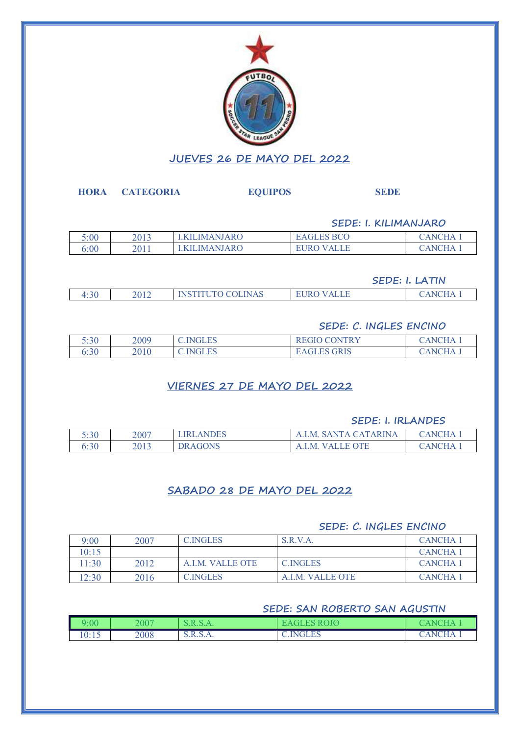## JUEVES 26 DE MAYO DEL 2022

**HORA** **CATEGORIA** **EQUIPOS** **SEDE**

### SEDE: I. KILIMANJARO

| HORA | CATEGORIA | EQUIPOS | | SEDE |
|---|---|---|---|---|
| 5:00 | 2013 | I.KILIMANJARO | EAGLES BCO | CANCHA 1 |
| 6:00 | 2011 | I.KILIMANJARO | EURO VALLE | CANCHA 1 |

### SEDE: I. LATIN

| HORA | CATEGORIA | EQUIPOS | | SEDE |
|---|---|---|---|---|
| 4:30 | 2012 | INSTITUTO COLINAS | EURO VALLE | CANCHA 1 |

### SEDE: C. INGLES ENCINO

| HORA | CATEGORIA | EQUIPOS | | SEDE |
|---|---|---|---|---|
| 5:30 | 2009 | C.INGLES | REGIO CONTRY | CANCHA 1 |
| 6:30 | 2010 | C.INGLES | EAGLES GRIS | CANCHA 1 |

## VIERNES 27 DE MAYO DEL 2022

### SEDE: I. IRLANDES

| HORA | CATEGORIA | EQUIPOS | | SEDE |
|---|---|---|---|---|
| 5:30 | 2007 | I.IRLANDES | A.I.M. SANTA CATARINA | CANCHA 1 |
| 6:30 | 2013 | DRAGONS | A.I.M. VALLE OTE | CANCHA 1 |

## SABADO 28 DE MAYO DEL 2022

### SEDE: C. INGLES ENCINO

| HORA | CATEGORIA | EQUIPOS | | SEDE |
|---|---|---|---|---|
| 9:00 | 2007 | C.INGLES | S.R.V.A. | CANCHA 1 |
| 10:15 | | | | CANCHA 1 |
| 11:30 | 2012 | A.I.M. VALLE OTE | C.INGLES | CANCHA 1 |
| 12:30 | 2016 | C.INGLES | A.I.M. VALLE OTE | CANCHA 1 |

### SEDE: SAN ROBERTO SAN AGUSTIN

| HORA | CATEGORIA | EQUIPOS | | SEDE |
|---|---|---|---|---|
| 9:00 | 2007 | S.R.S.A. | EAGLES ROJO | CANCHA 1 |
| 10:15 | 2008 | S.R.S.A. | C.INGLES | CANCHA 1 |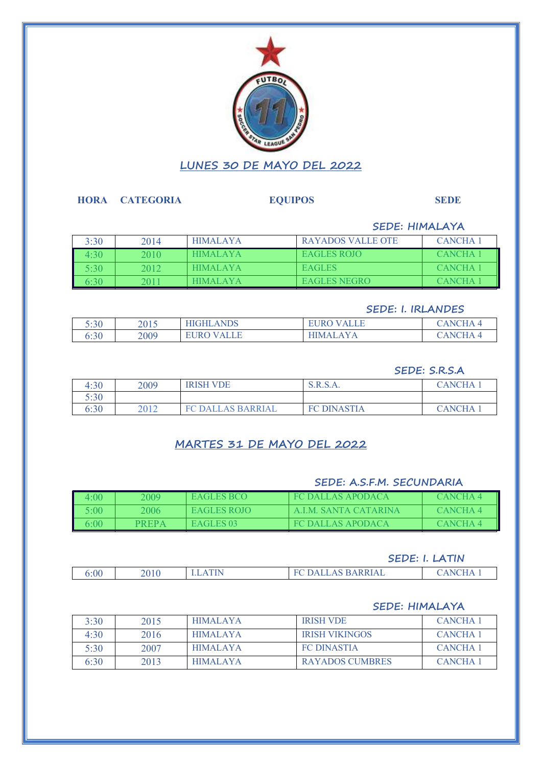## LUNES 30 DE MAYO DEL 2022

**HORA** **CATEGORIA** **EQUIPOS** **SEDE**

### SEDE: HIMALAYA

| HORA | CATEGORIA | EQUIPOS | | SEDE |
|---|---|---|---|---|
| 3:30 | 2014 | HIMALAYA | RAYADOS VALLE OTE | CANCHA 1 |
| 4:30 | 2010 | HIMALAYA | EAGLES ROJO | CANCHA 1 |
| 5:30 | 2012 | HIMALAYA | EAGLES | CANCHA 1 |
| 6:30 | 2011 | HIMALAYA | EAGLES NEGRO | CANCHA 1 |

### SEDE: I. IRLANDES

| HORA | CATEGORIA | EQUIPOS | | SEDE |
|---|---|---|---|---|
| 5:30 | 2015 | HIGHLANDS | EURO VALLE | CANCHA 4 |
| 6:30 | 2009 | EURO VALLE | HIMALAYA | CANCHA 4 |

### SEDE: S.R.S.A

| HORA | CATEGORIA | EQUIPOS | | SEDE |
|---|---|---|---|---|
| 4:30 | 2009 | IRISH VDE | S.R.S.A. | CANCHA 1 |
| 5:30 | | | | |
| 6:30 | 2012 | FC DALLAS BARRIAL | FC DINASTIA | CANCHA 1 |

## MARTES 31 DE MAYO DEL 2022

### SEDE: A.S.F.M. SECUNDARIA

| HORA | CATEGORIA | EQUIPOS | | SEDE |
|---|---|---|---|---|
| 4:00 | 2009 | EAGLES BCO | FC DALLAS APODACA | CANCHA 4 |
| 5:00 | 2006 | EAGLES ROJO | A.I.M. SANTA CATARINA | CANCHA 4 |
| 6:00 | PREPA | EAGLES 03 | FC DALLAS APODACA | CANCHA 4 |

### SEDE: I. LATIN

| HORA | CATEGORIA | EQUIPOS | | SEDE |
|---|---|---|---|---|
| 6:00 | 2010 | I.LATIN | FC DALLAS BARRIAL | CANCHA 1 |

### SEDE: HIMALAYA

| HORA | CATEGORIA | EQUIPOS | | SEDE |
|---|---|---|---|---|
| 3:30 | 2015 | HIMALAYA | IRISH VDE | CANCHA 1 |
| 4:30 | 2016 | HIMALAYA | IRISH VIKINGOS | CANCHA 1 |
| 5:30 | 2007 | HIMALAYA | FC DINASTIA | CANCHA 1 |
| 6:30 | 2013 | HIMALAYA | RAYADOS CUMBRES | CANCHA 1 |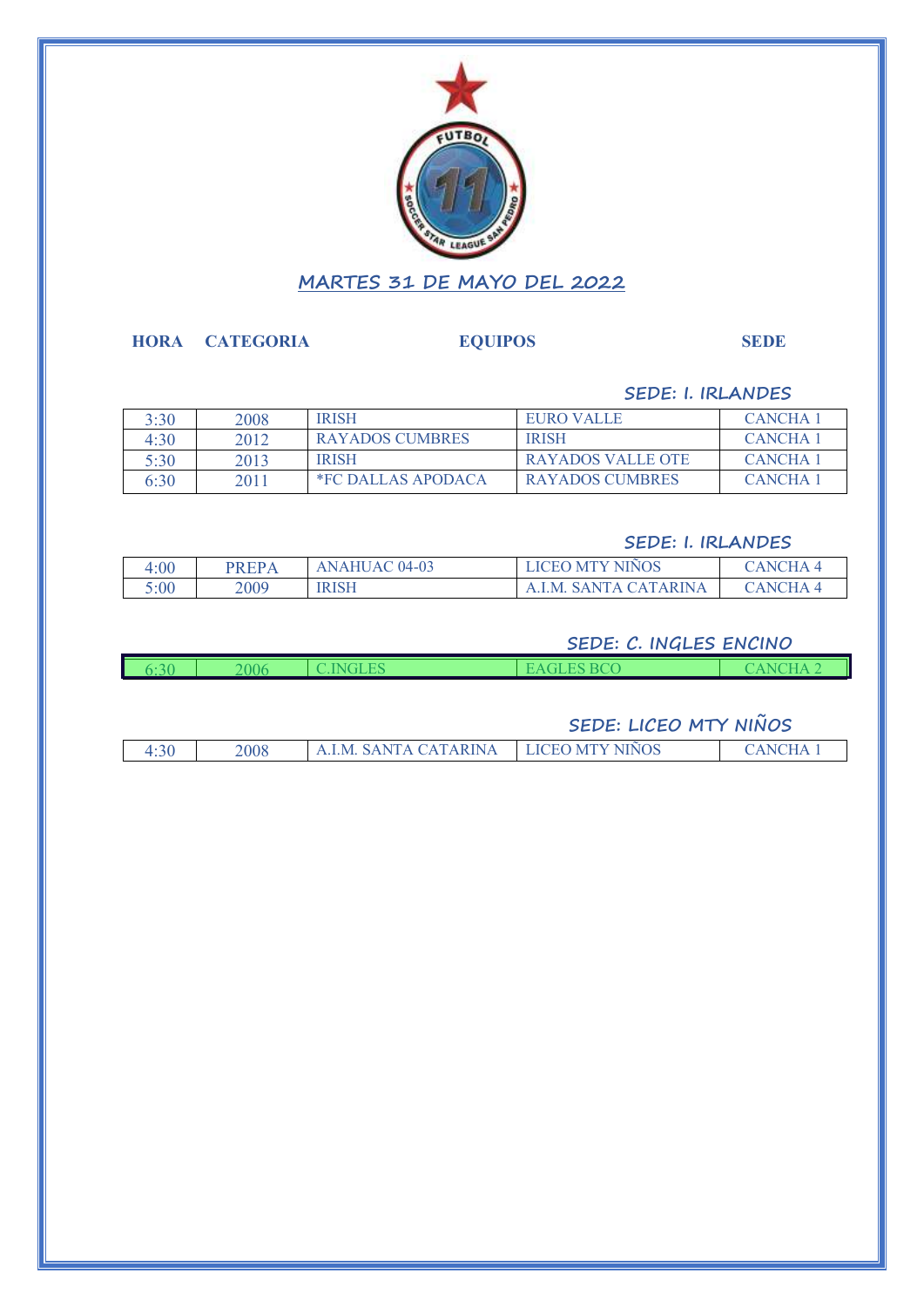## MARTES 31 DE MAYO DEL 2022

**HORA CATEGORIA EQUIPOS SEDE**

### SEDE: I. IRLANDES

| | | | | |
|---|---|---|---|---|
| 3:30 | 2008 | IRISH | EURO VALLE | CANCHA 1 |
| 4:30 | 2012 | RAYADOS CUMBRES | IRISH | CANCHA 1 |
| 5:30 | 2013 | IRISH | RAYADOS VALLE OTE | CANCHA 1 |
| 6:30 | 2011 | *FC DALLAS APODACA | RAYADOS CUMBRES | CANCHA 1 |

### SEDE: I. IRLANDES

| | | | | |
|---|---|---|---|---|
| 4:00 | PREPA | ANAHUAC 04-03 | LICEO MTY NIÑOS | CANCHA 4 |
| 5:00 | 2009 | IRISH | A.I.M. SANTA CATARINA | CANCHA 4 |

### SEDE: C. INGLES ENCINO

| | | | | |
|---|---|---|---|---|
| 6:30 | 2006 | C.INGLES | EAGLES BCO | CANCHA 2 |

### SEDE: LICEO MTY NIÑOS

| | | | | |
|---|---|---|---|---|
| 4:30 | 2008 | A.I.M. SANTA CATARINA | LICEO MTY NIÑOS | CANCHA 1 |